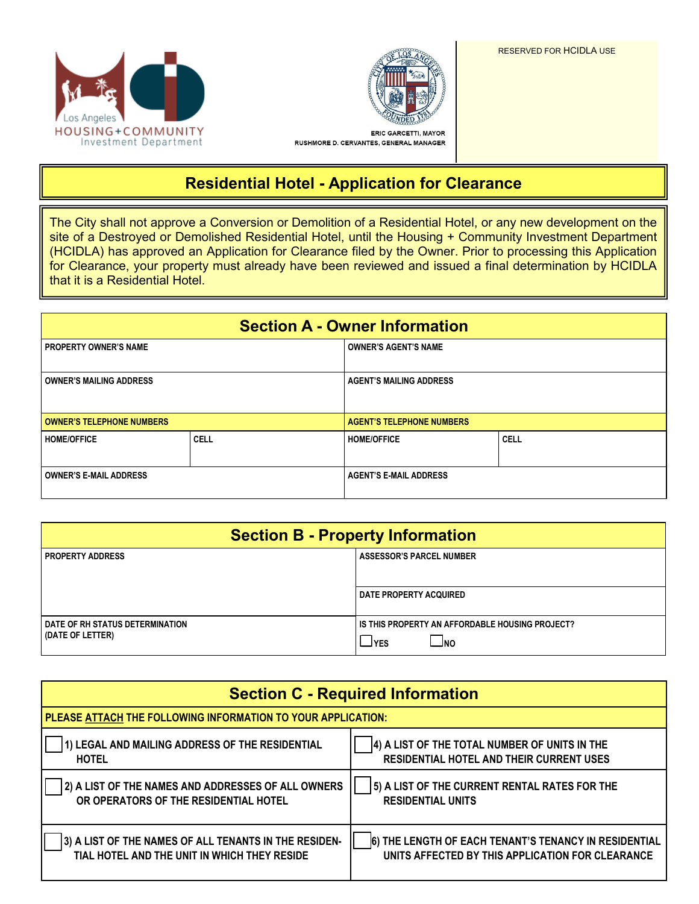Los Angeles
HOUSING+COMMUNITY
Investment Department

ERIC GARCETTI, MAYOR
RUSHMORE D. CERVANTES, GENERAL MANAGER

RESERVED FOR HCIDLA USE

# Residential Hotel - Application for Clearance

The City shall not approve a Conversion or Demolition of a Residential Hotel, or any new development on the site of a Destroyed or Demolished Residential Hotel, until the Housing + Community Investment Department (HCIDLA) has approved an Application for Clearance filed by the Owner. Prior to processing this Application for Clearance, your property must already have been reviewed and issued a final determination by HCIDLA that it is a Residential Hotel.

## Section A - Owner Information

| PROPERTY OWNER'S NAME | | OWNER'S AGENT'S NAME | |
|---|---|---|---|
| OWNER'S MAILING ADDRESS | | AGENT'S MAILING ADDRESS | |
| **OWNER'S TELEPHONE NUMBERS** | | **AGENT'S TELEPHONE NUMBERS** | |
| HOME/OFFICE | CELL | HOME/OFFICE | CELL |
| OWNER'S E-MAIL ADDRESS | | AGENT'S E-MAIL ADDRESS | |

## Section B - Property Information

| PROPERTY ADDRESS | ASSESSOR'S PARCEL NUMBER |
|---|---|
| | DATE PROPERTY ACQUIRED |
| DATE OF RH STATUS DETERMINATION (DATE OF LETTER) | IS THIS PROPERTY AN AFFORDABLE HOUSING PROJECT? ☐ YES ☐ NO |

## Section C - Required Information

**PLEASE ATTACH THE FOLLOWING INFORMATION TO YOUR APPLICATION:**

| | |
|---|---|
| ☐ 1) LEGAL AND MAILING ADDRESS OF THE RESIDENTIAL HOTEL | ☐ 4) A LIST OF THE TOTAL NUMBER OF UNITS IN THE RESIDENTIAL HOTEL AND THEIR CURRENT USES |
| ☐ 2) A LIST OF THE NAMES AND ADDRESSES OF ALL OWNERS OR OPERATORS OF THE RESIDENTIAL HOTEL | ☐ 5) A LIST OF THE CURRENT RENTAL RATES FOR THE RESIDENTIAL UNITS |
| ☐ 3) A LIST OF THE NAMES OF ALL TENANTS IN THE RESIDENTIAL HOTEL AND THE UNIT IN WHICH THEY RESIDE | ☐ 6) THE LENGTH OF EACH TENANT'S TENANCY IN RESIDENTIAL UNITS AFFECTED BY THIS APPLICATION FOR CLEARANCE |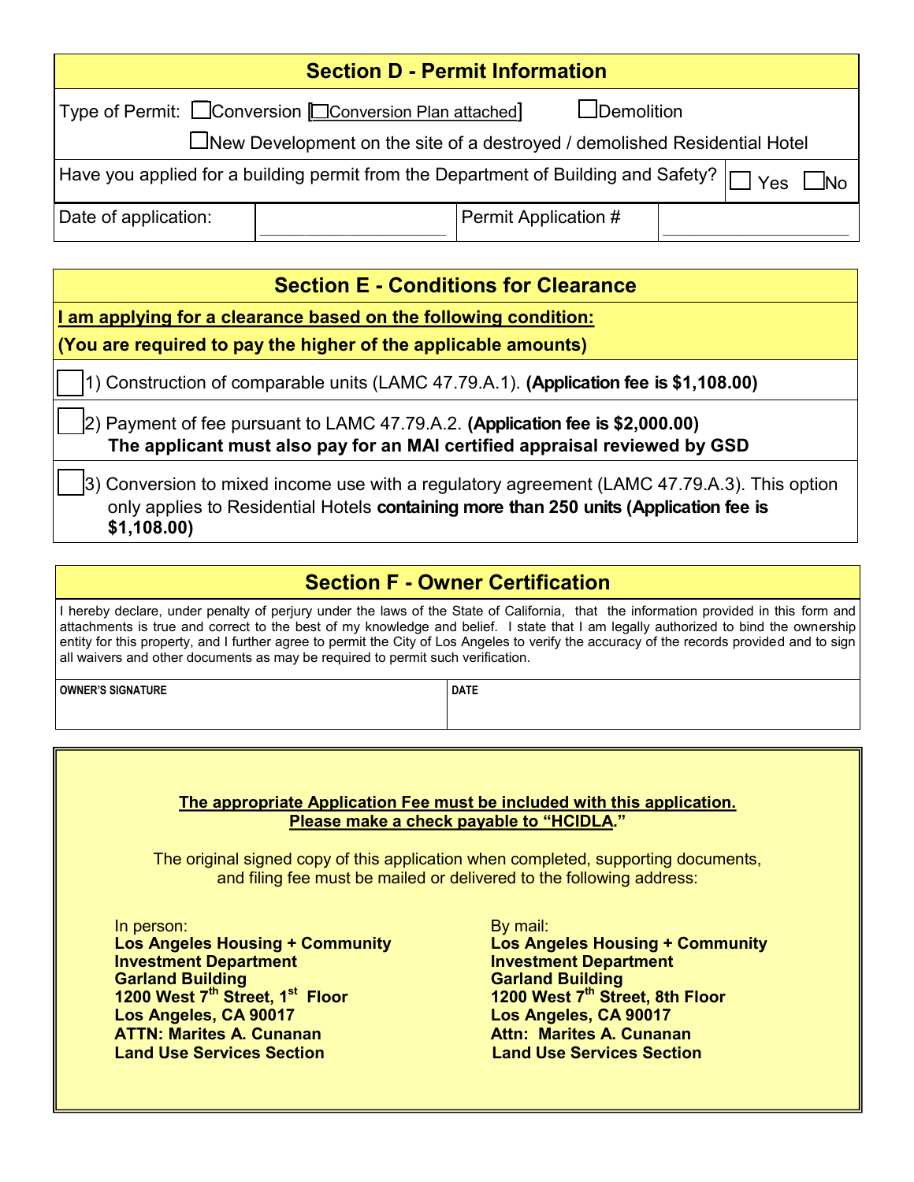## Section D - Permit Information

Type of Permit: ☐Conversion [☐Conversion Plan attached] ☐Demolition

☐New Development on the site of a destroyed / demolished Residential Hotel

Have you applied for a building permit from the Department of Building and Safety? ☐ Yes ☐No

| | | | |
|---|---|---|---|
| Date of application: | ____________ | Permit Application # | ____________ |

## Section E - Conditions for Clearance

**I am applying for a clearance based on the following condition:**

**(You are required to pay the higher of the applicable amounts)**

☐ 1) Construction of comparable units (LAMC 47.79.A.1). **(Application fee is $1,108.00)**

☐ 2) Payment of fee pursuant to LAMC 47.79.A.2. **(Application fee is $2,000.00)**
**The applicant must also pay for an MAI certified appraisal reviewed by GSD**

☐ 3) Conversion to mixed income use with a regulatory agreement (LAMC 47.79.A.3). This option only applies to Residential Hotels **containing more than 250 units (Application fee is $1,108.00)**

## Section F - Owner Certification

I hereby declare, under penalty of perjury under the laws of the State of California, that the information provided in this form and attachments is true and correct to the best of my knowledge and belief. I state that I am legally authorized to bind the ownership entity for this property, and I further agree to permit the City of Los Angeles to verify the accuracy of the records provided and to sign all waivers and other documents as may be required to permit such verification.

| OWNER'S SIGNATURE | DATE |
|---|---|
| | |

**The appropriate Application Fee must be included with this application.**
**Please make a check payable to "HCIDLA."**

The original signed copy of this application when completed, supporting documents, and filing fee must be mailed or delivered to the following address:

In person:
**Los Angeles Housing + Community Investment Department**
**Garland Building**
**1200 West 7th Street, 1st Floor**
**Los Angeles, CA 90017**
**ATTN: Marites A. Cunanan**
**Land Use Services Section**

By mail:
**Los Angeles Housing + Community Investment Department**
**Garland Building**
**1200 West 7th Street, 8th Floor**
**Los Angeles, CA 90017**
**Attn: Marites A. Cunanan**
**Land Use Services Section**